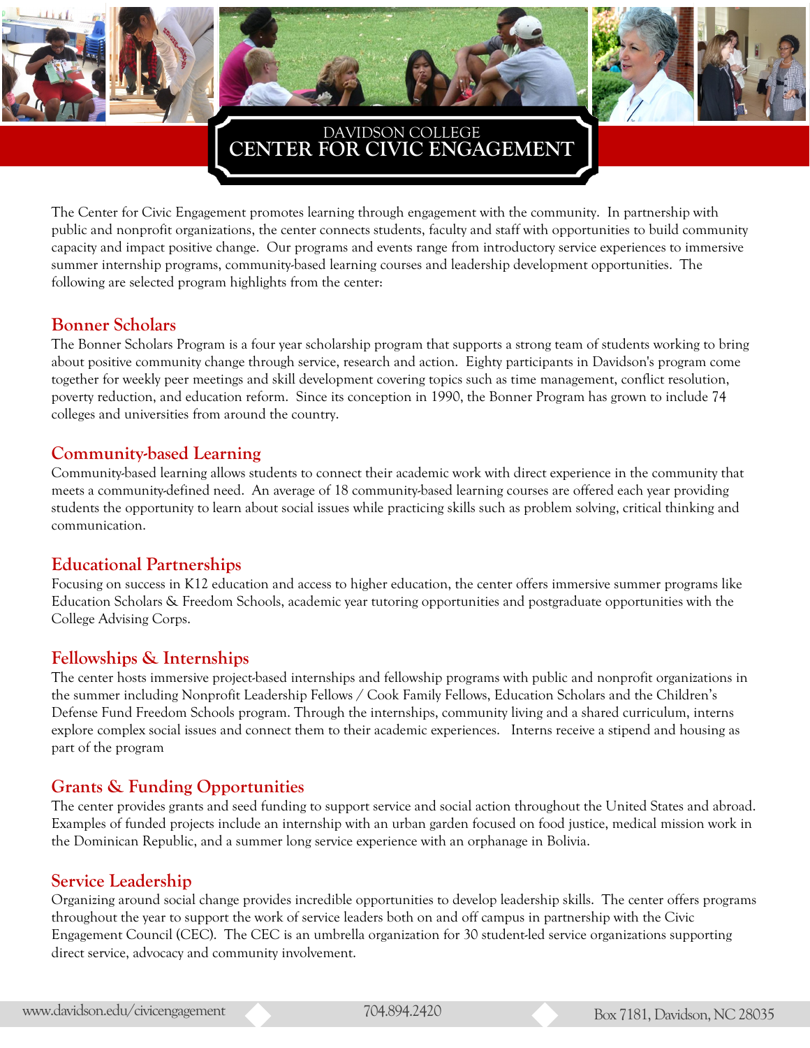# DAVIDSON COLLEGE
# CENTER FOR CIVIC ENGAGEMENT

The Center for Civic Engagement promotes learning through engagement with the community. In partnership with public and nonprofit organizations, the center connects students, faculty and staff with opportunities to build community capacity and impact positive change. Our programs and events range from introductory service experiences to immersive summer internship programs, community-based learning courses and leadership development opportunities. The following are selected program highlights from the center:

## Bonner Scholars

The Bonner Scholars Program is a four year scholarship program that supports a strong team of students working to bring about positive community change through service, research and action. Eighty participants in Davidson's program come together for weekly peer meetings and skill development covering topics such as time management, conflict resolution, poverty reduction, and education reform. Since its conception in 1990, the Bonner Program has grown to include 74 colleges and universities from around the country.

## Community-based Learning

Community-based learning allows students to connect their academic work with direct experience in the community that meets a community-defined need. An average of 18 community-based learning courses are offered each year providing students the opportunity to learn about social issues while practicing skills such as problem solving, critical thinking and communication.

## Educational Partnerships

Focusing on success in K12 education and access to higher education, the center offers immersive summer programs like Education Scholars & Freedom Schools, academic year tutoring opportunities and postgraduate opportunities with the College Advising Corps.

## Fellowships & Internships

The center hosts immersive project-based internships and fellowship programs with public and nonprofit organizations in the summer including Nonprofit Leadership Fellows / Cook Family Fellows, Education Scholars and the Children's Defense Fund Freedom Schools program. Through the internships, community living and a shared curriculum, interns explore complex social issues and connect them to their academic experiences. Interns receive a stipend and housing as part of the program

## Grants & Funding Opportunities

The center provides grants and seed funding to support service and social action throughout the United States and abroad. Examples of funded projects include an internship with an urban garden focused on food justice, medical mission work in the Dominican Republic, and a summer long service experience with an orphanage in Bolivia.

## Service Leadership

Organizing around social change provides incredible opportunities to develop leadership skills. The center offers programs throughout the year to support the work of service leaders both on and off campus in partnership with the Civic Engagement Council (CEC). The CEC is an umbrella organization for 30 student-led service organizations supporting direct service, advocacy and community involvement.

www.davidson.edu/civicengagement | 704.894.2420 | Box 7181, Davidson, NC 28035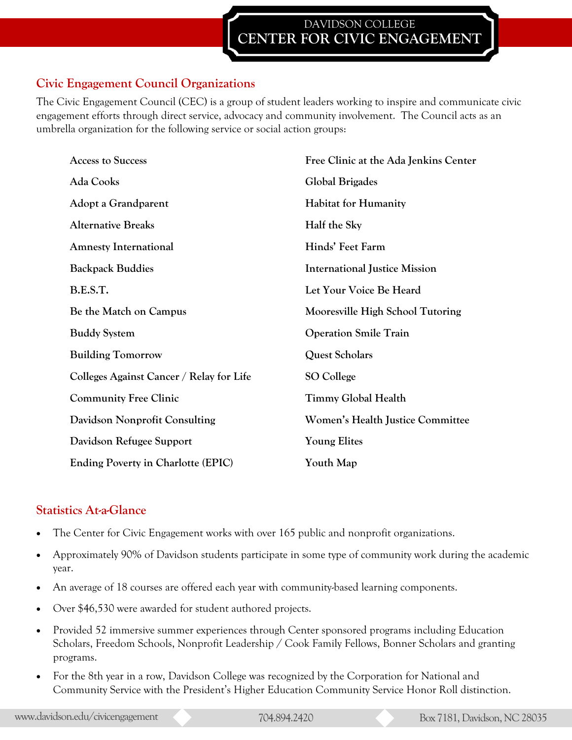DAVIDSON COLLEGE
CENTER FOR CIVIC ENGAGEMENT

## Civic Engagement Council Organizations

The Civic Engagement Council (CEC) is a group of student leaders working to inspire and communicate civic engagement efforts through direct service, advocacy and community involvement. The Council acts as an umbrella organization for the following service or social action groups:

- **Access to Success**
- **Ada Cooks**
- **Adopt a Grandparent**
- **Alternative Breaks**
- **Amnesty International**
- **Backpack Buddies**
- **B.E.S.T.**
- **Be the Match on Campus**
- **Buddy System**
- **Building Tomorrow**
- **Colleges Against Cancer / Relay for Life**
- **Community Free Clinic**
- **Davidson Nonprofit Consulting**
- **Davidson Refugee Support**
- **Ending Poverty in Charlotte (EPIC)**
- **Free Clinic at the Ada Jenkins Center**
- **Global Brigades**
- **Habitat for Humanity**
- **Half the Sky**
- **Hinds' Feet Farm**
- **International Justice Mission**
- **Let Your Voice Be Heard**
- **Mooresville High School Tutoring**
- **Operation Smile Train**
- **Quest Scholars**
- **SO College**
- **Timmy Global Health**
- **Women's Health Justice Committee**
- **Young Elites**
- **Youth Map**

## Statistics At-a-Glance

- The Center for Civic Engagement works with over 165 public and nonprofit organizations.
- Approximately 90% of Davidson students participate in some type of community work during the academic year.
- An average of 18 courses are offered each year with community-based learning components.
- Over $46,530 were awarded for student authored projects.
- Provided 52 immersive summer experiences through Center sponsored programs including Education Scholars, Freedom Schools, Nonprofit Leadership / Cook Family Fellows, Bonner Scholars and granting programs.
- For the 8th year in a row, Davidson College was recognized by the Corporation for National and Community Service with the President's Higher Education Community Service Honor Roll distinction.

www.davidson.edu/civicengagement | 704.894.2420 | Box 7181, Davidson, NC 28035